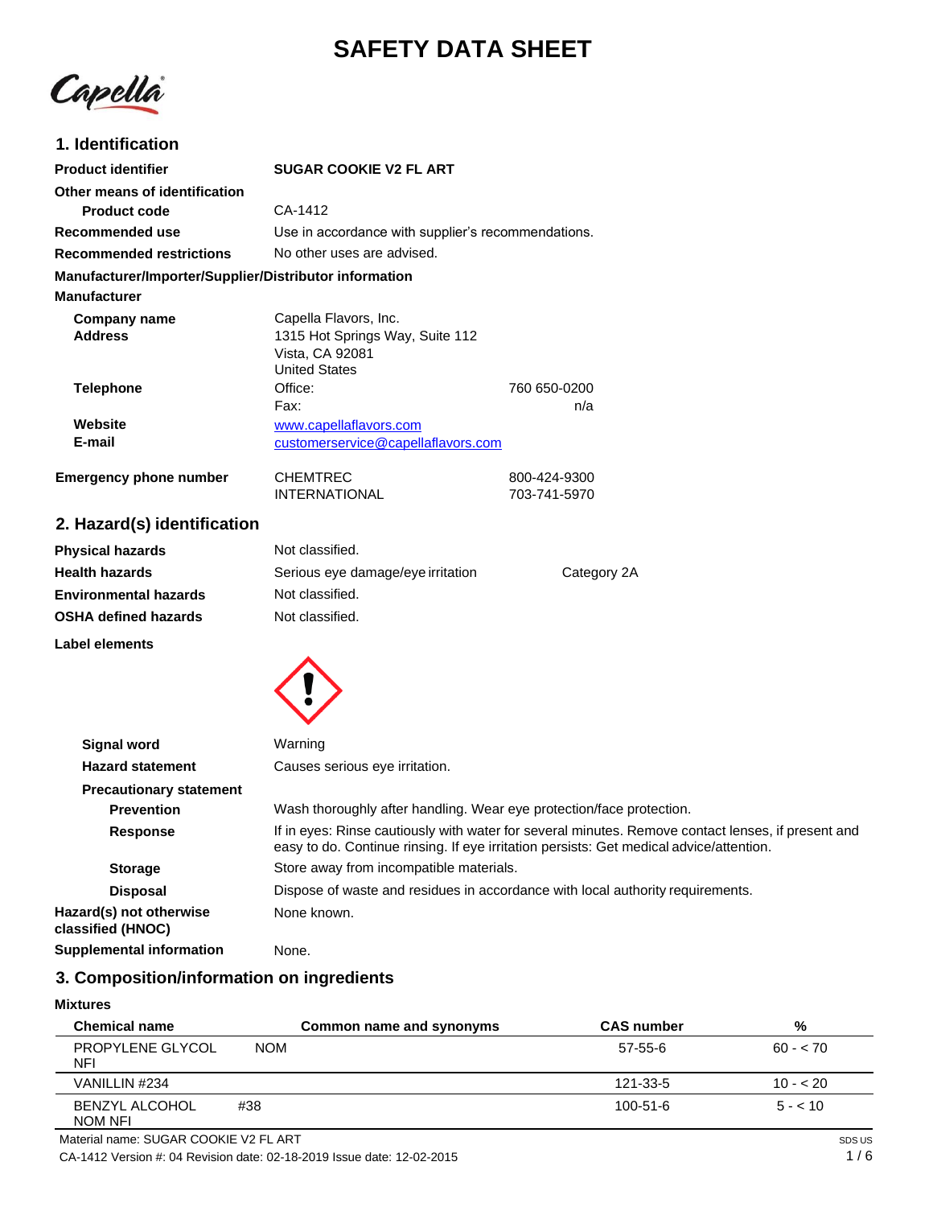# SAFETY DATA SHEET

Capella

## 1. Identification

**Product identifier** SUGAR COOKIE V2 FL ART

**Other means of identification**

**Product code** CA-1412

**Recommended use** Use in accordance with supplier's recommendations.

**Recommended restrictions** No other uses are advised.

**Manufacturer/Importer/Supplier/Distributor information**

**Manufacturer**

**Company name** Capella Flavors, Inc.

**Address** 1315 Hot Springs Way, Suite 112
Vista, CA 92081
United States

**Telephone** Office: 760 650-0200
Fax: n/a

**Website** www.capellaflavors.com

**E-mail** customerservice@capellaflavors.com

**Emergency phone number** CHEMTREC 800-424-9300
INTERNATIONAL 703-741-5970

## 2. Hazard(s) identification

**Physical hazards** Not classified.

**Health hazards** Serious eye damage/eye irritation Category 2A

**Environmental hazards** Not classified.

**OSHA defined hazards** Not classified.

**Label elements**

**Signal word** Warning

**Hazard statement** Causes serious eye irritation.

**Precautionary statement**

**Prevention** Wash thoroughly after handling. Wear eye protection/face protection.

**Response** If in eyes: Rinse cautiously with water for several minutes. Remove contact lenses, if present and easy to do. Continue rinsing. If eye irritation persists: Get medical advice/attention.

**Storage** Store away from incompatible materials.

**Disposal** Dispose of waste and residues in accordance with local authority requirements.

**Hazard(s) not otherwise classified (HNOC)** None known.

**Supplemental information** None.

## 3. Composition/information on ingredients

**Mixtures**

| Chemical name | Common name and synonyms | CAS number | % |
|---|---|---|---|
| PROPYLENE GLYCOL NOM NFI | | 57-55-6 | 60 - < 70 |
| VANILLIN #234 | | 121-33-5 | 10 - < 20 |
| BENZYL ALCOHOL #38 NOM NFI | | 100-51-6 | 5 - < 10 |

Material name: SUGAR COOKIE V2 FL ART

CA-1412 Version #: 04 Revision date: 02-18-2019 Issue date: 12-02-2015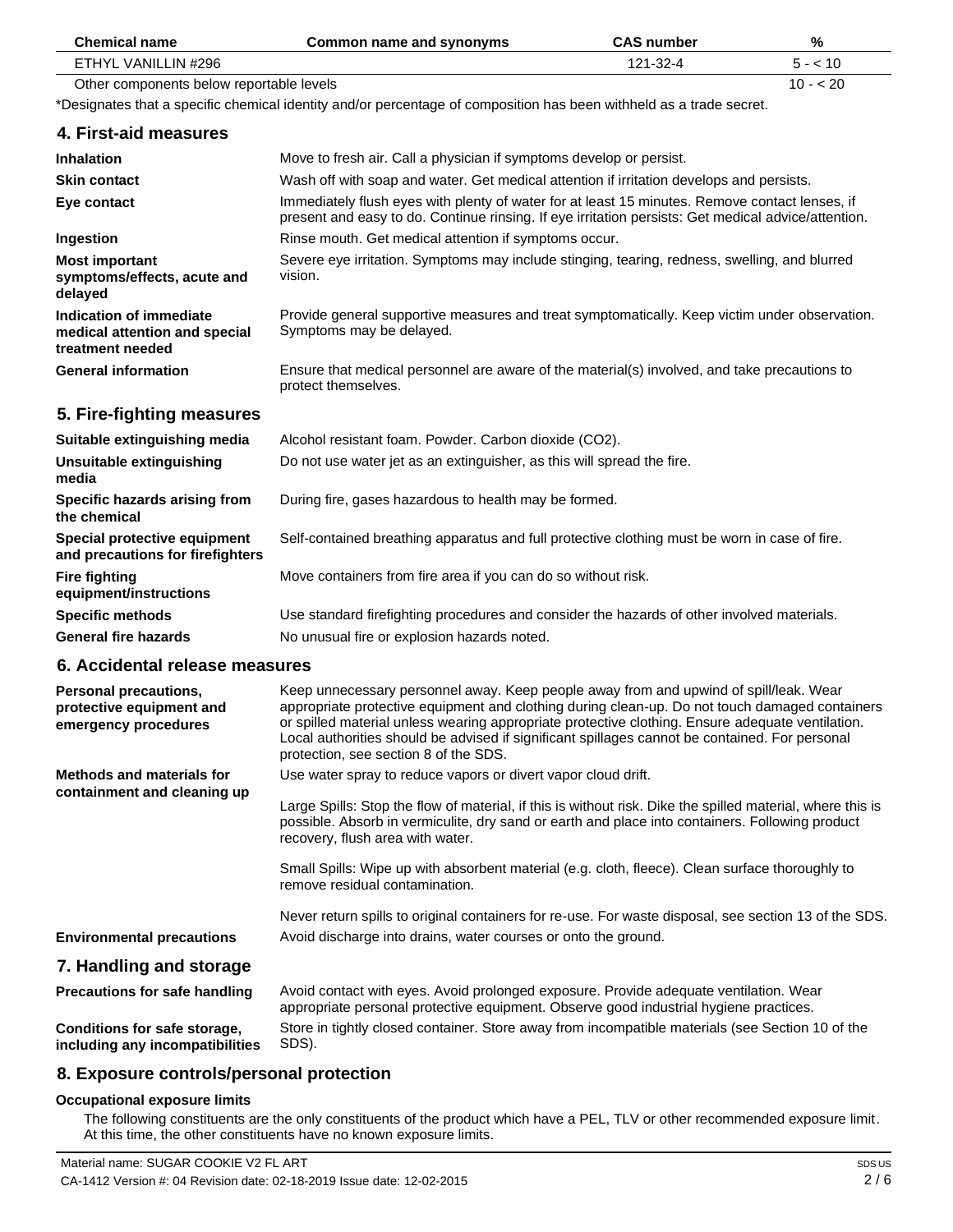| Chemical name | Common name and synonyms | CAS number | % |
| --- | --- | --- | --- |
| ETHYL VANILLIN #296 | | 121-32-4 | 5 - < 10 |
| Other components below reportable levels | | | 10 - < 20 |

*Designates that a specific chemical identity and/or percentage of composition has been withheld as a trade secret.

## 4. First-aid measures

| | |
| --- | --- |
| **Inhalation** | Move to fresh air. Call a physician if symptoms develop or persist. |
| **Skin contact** | Wash off with soap and water. Get medical attention if irritation develops and persists. |
| **Eye contact** | Immediately flush eyes with plenty of water for at least 15 minutes. Remove contact lenses, if present and easy to do. Continue rinsing. If eye irritation persists: Get medical advice/attention. |
| **Ingestion** | Rinse mouth. Get medical attention if symptoms occur. |
| **Most important symptoms/effects, acute and delayed** | Severe eye irritation. Symptoms may include stinging, tearing, redness, swelling, and blurred vision. |
| **Indication of immediate medical attention and special treatment needed** | Provide general supportive measures and treat symptomatically. Keep victim under observation. Symptoms may be delayed. |
| **General information** | Ensure that medical personnel are aware of the material(s) involved, and take precautions to protect themselves. |

## 5. Fire-fighting measures

| | |
| --- | --- |
| **Suitable extinguishing media** | Alcohol resistant foam. Powder. Carbon dioxide ($CO_2$). |
| **Unsuitable extinguishing media** | Do not use water jet as an extinguisher, as this will spread the fire. |
| **Specific hazards arising from the chemical** | During fire, gases hazardous to health may be formed. |
| **Special protective equipment and precautions for firefighters** | Self-contained breathing apparatus and full protective clothing must be worn in case of fire. |
| **Fire fighting equipment/instructions** | Move containers from fire area if you can do so without risk. |
| **Specific methods** | Use standard firefighting procedures and consider the hazards of other involved materials. |
| **General fire hazards** | No unusual fire or explosion hazards noted. |

## 6. Accidental release measures

**Personal precautions, protective equipment and emergency procedures**

Keep unnecessary personnel away. Keep people away from and upwind of spill/leak. Wear appropriate protective equipment and clothing during clean-up. Do not touch damaged containers or spilled material unless wearing appropriate protective clothing. Ensure adequate ventilation. Local authorities should be advised if significant spillages cannot be contained. For personal protection, see section 8 of the SDS.

**Methods and materials for containment and cleaning up**

Use water spray to reduce vapors or divert vapor cloud drift.

Large Spills: Stop the flow of material, if this is without risk. Dike the spilled material, where this is possible. Absorb in vermiculite, dry sand or earth and place into containers. Following product recovery, flush area with water.

Small Spills: Wipe up with absorbent material (e.g. cloth, fleece). Clean surface thoroughly to remove residual contamination.

Never return spills to original containers for re-use. For waste disposal, see section 13 of the SDS.

**Environmental precautions**

Avoid discharge into drains, water courses or onto the ground.

## 7. Handling and storage

| | |
| --- | --- |
| **Precautions for safe handling** | Avoid contact with eyes. Avoid prolonged exposure. Provide adequate ventilation. Wear appropriate personal protective equipment. Observe good industrial hygiene practices. |
| **Conditions for safe storage, including any incompatibilities** | Store in tightly closed container. Store away from incompatible materials (see Section 10 of the SDS). |

## 8. Exposure controls/personal protection

### Occupational exposure limits

The following constituents are the only constituents of the product which have a PEL, TLV or other recommended exposure limit. At this time, the other constituents have no known exposure limits.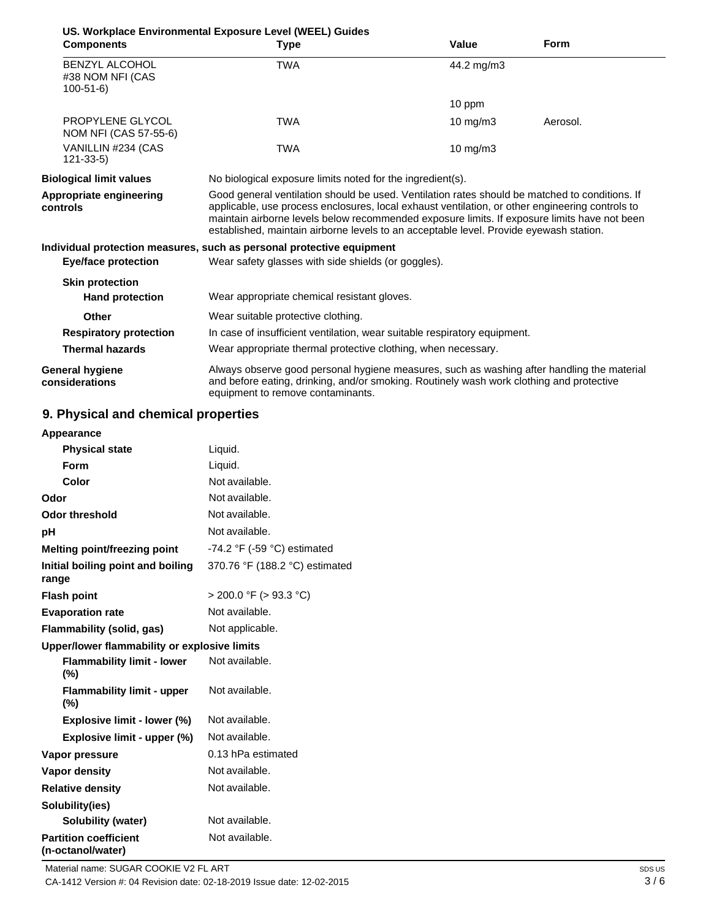**US. Workplace Environmental Exposure Level (WEEL) Guides**

| Components | Type | Value | Form |
|---|---|---|---|
| BENZYL ALCOHOL #38 NOM NFI (CAS 100-51-6) | TWA | 44.2 mg/m3 | |
| | | 10 ppm | |
| PROPYLENE GLYCOL NOM NFI (CAS 57-55-6) | TWA | 10 mg/m3 | Aerosol. |
| VANILLIN #234 (CAS 121-33-5) | TWA | 10 mg/m3 | |

**Biological limit values** No biological exposure limits noted for the ingredient(s).

**Appropriate engineering controls** Good general ventilation should be used. Ventilation rates should be matched to conditions. If applicable, use process enclosures, local exhaust ventilation, or other engineering controls to maintain airborne levels below recommended exposure limits. If exposure limits have not been established, maintain airborne levels to an acceptable level. Provide eyewash station.

**Individual protection measures, such as personal protective equipment**

**Eye/face protection** Wear safety glasses with side shields (or goggles).

**Skin protection**

**Hand protection** Wear appropriate chemical resistant gloves.

**Other** Wear suitable protective clothing.

**Respiratory protection** In case of insufficient ventilation, wear suitable respiratory equipment.

**Thermal hazards** Wear appropriate thermal protective clothing, when necessary.

**General hygiene considerations** Always observe good personal hygiene measures, such as washing after handling the material and before eating, drinking, and/or smoking. Routinely wash work clothing and protective equipment to remove contaminants.

## 9. Physical and chemical properties

| Property | Value |
|---|---|
| **Appearance** | |
| **Physical state** | Liquid. |
| **Form** | Liquid. |
| **Color** | Not available. |
| **Odor** | Not available. |
| **Odor threshold** | Not available. |
| **pH** | Not available. |
| **Melting point/freezing point** | -74.2 °F (-59 °C) estimated |
| **Initial boiling point and boiling range** | 370.76 °F (188.2 °C) estimated |
| **Flash point** | > 200.0 °F (> 93.3 °C) |
| **Evaporation rate** | Not available. |
| **Flammability (solid, gas)** | Not applicable. |
| **Upper/lower flammability or explosive limits** | |
| **Flammability limit - lower (%)** | Not available. |
| **Flammability limit - upper (%)** | Not available. |
| **Explosive limit - lower (%)** | Not available. |
| **Explosive limit - upper (%)** | Not available. |
| **Vapor pressure** | 0.13 hPa estimated |
| **Vapor density** | Not available. |
| **Relative density** | Not available. |
| **Solubility(ies)** | |
| **Solubility (water)** | Not available. |
| **Partition coefficient (n-octanol/water)** | Not available. |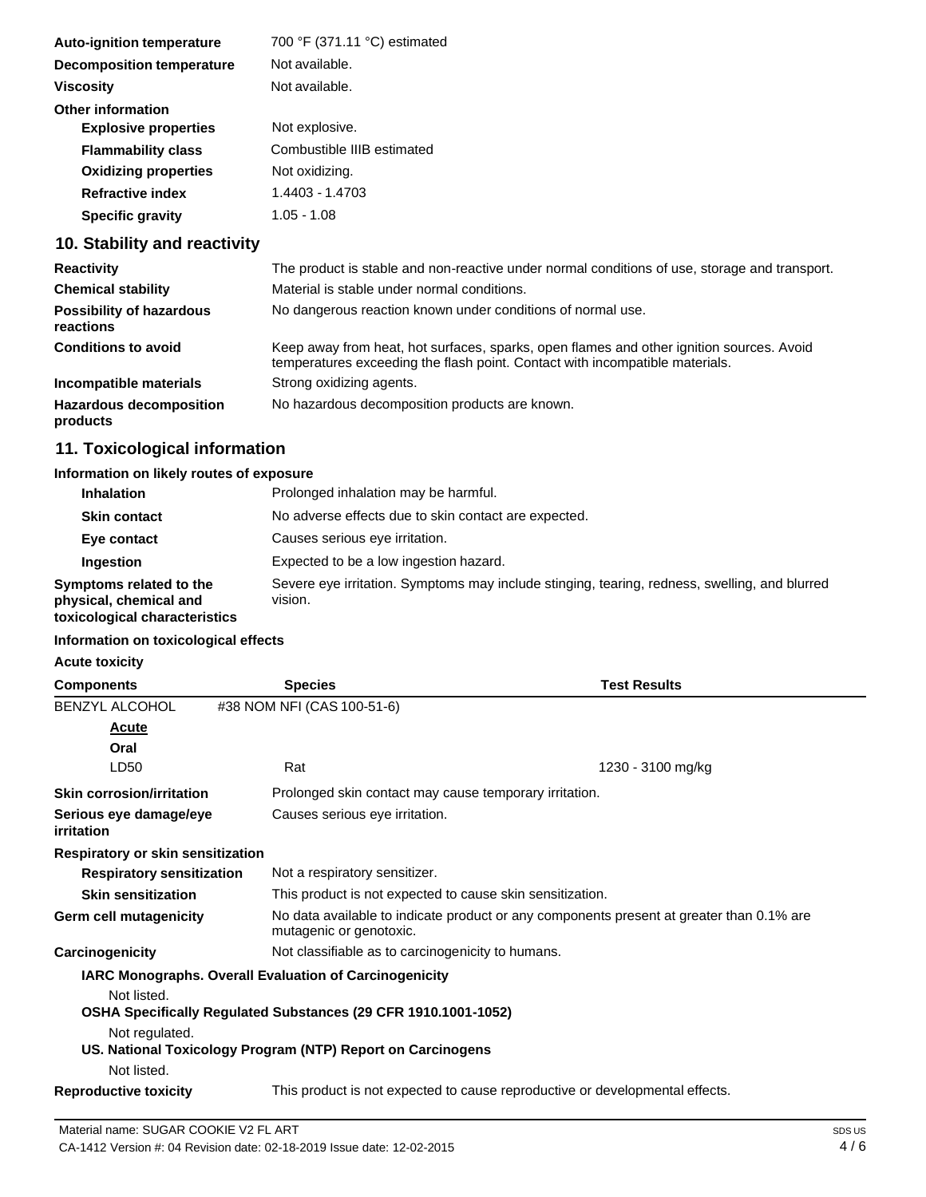| | |
|---|---|
| **Auto-ignition temperature** | 700 °F (371.11 °C) estimated |
| **Decomposition temperature** | Not available. |
| **Viscosity** | Not available. |
| **Other information** | |
| **Explosive properties** | Not explosive. |
| **Flammability class** | Combustible IIIB estimated |
| **Oxidizing properties** | Not oxidizing. |
| **Refractive index** | 1.4403 - 1.4703 |
| **Specific gravity** | 1.05 - 1.08 |

## 10. Stability and reactivity

| | |
|---|---|
| **Reactivity** | The product is stable and non-reactive under normal conditions of use, storage and transport. |
| **Chemical stability** | Material is stable under normal conditions. |
| **Possibility of hazardous reactions** | No dangerous reaction known under conditions of normal use. |
| **Conditions to avoid** | Keep away from heat, hot surfaces, sparks, open flames and other ignition sources. Avoid temperatures exceeding the flash point. Contact with incompatible materials. |
| **Incompatible materials** | Strong oxidizing agents. |
| **Hazardous decomposition products** | No hazardous decomposition products are known. |

## 11. Toxicological information

**Information on likely routes of exposure**

| | |
|---|---|
| **Inhalation** | Prolonged inhalation may be harmful. |
| **Skin contact** | No adverse effects due to skin contact are expected. |
| **Eye contact** | Causes serious eye irritation. |
| **Ingestion** | Expected to be a low ingestion hazard. |
| **Symptoms related to the physical, chemical and toxicological characteristics** | Severe eye irritation. Symptoms may include stinging, tearing, redness, swelling, and blurred vision. |

**Information on toxicological effects**

**Acute toxicity**

| Components | Species | Test Results |
|---|---|---|
| BENZYL ALCOHOL | #38 NOM NFI (CAS 100-51-6) | |
| **Acute** | | |
| **Oral** | | |
| LD50 | Rat | 1230 - 3100 mg/kg |

| | |
|---|---|
| **Skin corrosion/irritation** | Prolonged skin contact may cause temporary irritation. |
| **Serious eye damage/eye irritation** | Causes serious eye irritation. |
| **Respiratory or skin sensitization** | |
| **Respiratory sensitization** | Not a respiratory sensitizer. |
| **Skin sensitization** | This product is not expected to cause skin sensitization. |
| **Germ cell mutagenicity** | No data available to indicate product or any components present at greater than 0.1% are mutagenic or genotoxic. |
| **Carcinogenicity** | Not classifiable as to carcinogenicity to humans. |

**IARC Monographs. Overall Evaluation of Carcinogenicity**

Not listed.

**OSHA Specifically Regulated Substances (29 CFR 1910.1001-1052)**

Not regulated.

**US. National Toxicology Program (NTP) Report on Carcinogens**

Not listed.

| | |
|---|---|
| **Reproductive toxicity** | This product is not expected to cause reproductive or developmental effects. |

Material name: SUGAR COOKIE V2 FL ART

CA-1412 Version #: 04 Revision date: 02-18-2019 Issue date: 12-02-2015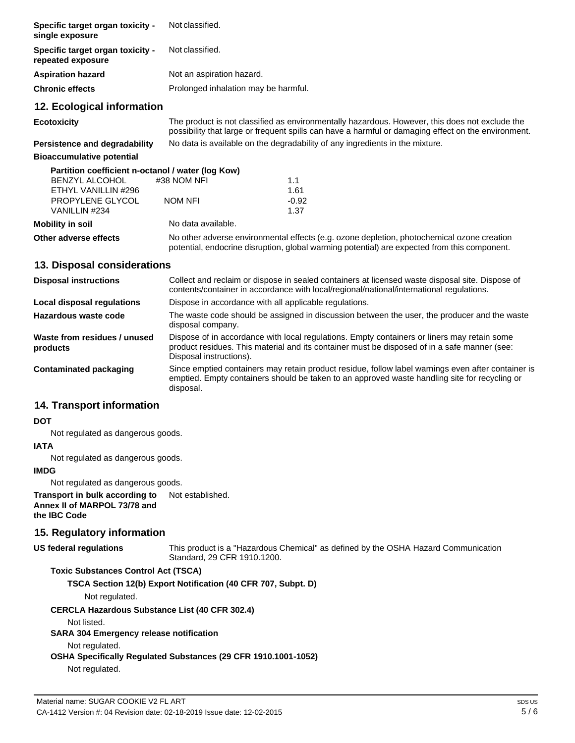| | |
|---|---|
| **Specific target organ toxicity - single exposure** | Not classified. |
| **Specific target organ toxicity - repeated exposure** | Not classified. |
| **Aspiration hazard** | Not an aspiration hazard. |
| **Chronic effects** | Prolonged inhalation may be harmful. |

## 12. Ecological information

**Ecotoxicity** The product is not classified as environmentally hazardous. However, this does not exclude the possibility that large or frequent spills can have a harmful or damaging effect on the environment.

**Persistence and degradability** No data is available on the degradability of any ingredients in the mixture.

**Bioaccumulative potential**

**Partition coefficient n-octanol / water (log Kow)**

| | | |
|---|---|---|
| BENZYL ALCOHOL | #38 NOM NFI | 1.1 |
| ETHYL VANILLIN #296 | | 1.61 |
| PROPYLENE GLYCOL | NOM NFI | -0.92 |
| VANILLIN #234 | | 1.37 |

**Mobility in soil** No data available.

**Other adverse effects** No other adverse environmental effects (e.g. ozone depletion, photochemical ozone creation potential, endocrine disruption, global warming potential) are expected from this component.

## 13. Disposal considerations

**Disposal instructions** Collect and reclaim or dispose in sealed containers at licensed waste disposal site. Dispose of contents/container in accordance with local/regional/national/international regulations.

**Local disposal regulations** Dispose in accordance with all applicable regulations.

**Hazardous waste code** The waste code should be assigned in discussion between the user, the producer and the waste disposal company.

**Waste from residues / unused products** Dispose of in accordance with local regulations. Empty containers or liners may retain some product residues. This material and its container must be disposed of in a safe manner (see: Disposal instructions).

**Contaminated packaging** Since emptied containers may retain product residue, follow label warnings even after container is emptied. Empty containers should be taken to an approved waste handling site for recycling or disposal.

## 14. Transport information

**DOT**

Not regulated as dangerous goods.

**IATA**

Not regulated as dangerous goods.

**IMDG**

Not regulated as dangerous goods.

**Transport in bulk according to Annex II of MARPOL 73/78 and the IBC Code** Not established.

## 15. Regulatory information

**US federal regulations** This product is a "Hazardous Chemical" as defined by the OSHA Hazard Communication Standard, 29 CFR 1910.1200.

**Toxic Substances Control Act (TSCA)**

**TSCA Section 12(b) Export Notification (40 CFR 707, Subpt. D)**

Not regulated.

**CERCLA Hazardous Substance List (40 CFR 302.4)**

Not listed.

**SARA 304 Emergency release notification**

Not regulated.

**OSHA Specifically Regulated Substances (29 CFR 1910.1001-1052)**

Not regulated.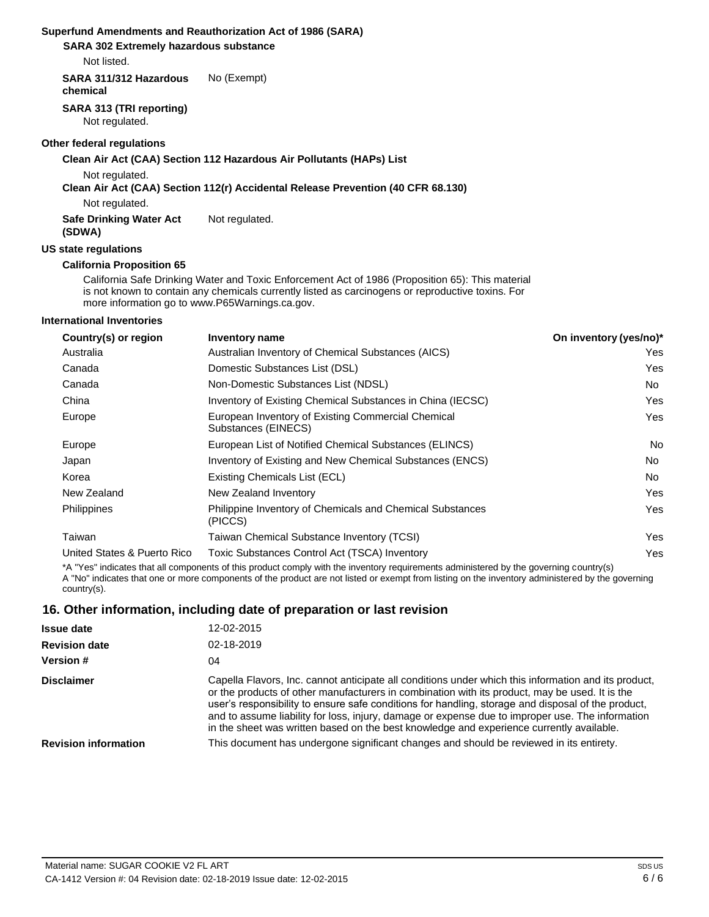**Superfund Amendments and Reauthorization Act of 1986 (SARA)**

**SARA 302 Extremely hazardous substance**

Not listed.

**SARA 311/312 Hazardous chemical** No (Exempt)

**SARA 313 (TRI reporting)**

Not regulated.

**Other federal regulations**

**Clean Air Act (CAA) Section 112 Hazardous Air Pollutants (HAPs) List**

Not regulated.

**Clean Air Act (CAA) Section 112(r) Accidental Release Prevention (40 CFR 68.130)**

Not regulated.

**Safe Drinking Water Act (SDWA)** Not regulated.

**US state regulations**

**California Proposition 65**

California Safe Drinking Water and Toxic Enforcement Act of 1986 (Proposition 65): This material is not known to contain any chemicals currently listed as carcinogens or reproductive toxins. For more information go to www.P65Warnings.ca.gov.

**International Inventories**

| Country(s) or region | Inventory name | On inventory (yes/no)* |
|---|---|---|
| Australia | Australian Inventory of Chemical Substances (AICS) | Yes |
| Canada | Domestic Substances List (DSL) | Yes |
| Canada | Non-Domestic Substances List (NDSL) | No |
| China | Inventory of Existing Chemical Substances in China (IECSC) | Yes |
| Europe | European Inventory of Existing Commercial Chemical Substances (EINECS) | Yes |
| Europe | European List of Notified Chemical Substances (ELINCS) | No |
| Japan | Inventory of Existing and New Chemical Substances (ENCS) | No |
| Korea | Existing Chemicals List (ECL) | No |
| New Zealand | New Zealand Inventory | Yes |
| Philippines | Philippine Inventory of Chemicals and Chemical Substances (PICCS) | Yes |
| Taiwan | Taiwan Chemical Substance Inventory (TCSI) | Yes |
| United States & Puerto Rico | Toxic Substances Control Act (TSCA) Inventory | Yes |

*A "Yes" indicates that all components of this product comply with the inventory requirements administered by the governing country(s)
A "No" indicates that one or more components of the product are not listed or exempt from listing on the inventory administered by the governing country(s).

## 16. Other information, including date of preparation or last revision

**Issue date** 12-02-2015

**Revision date** 02-18-2019

**Version #** 04

**Disclaimer** Capella Flavors, Inc. cannot anticipate all conditions under which this information and its product, or the products of other manufacturers in combination with its product, may be used. It is the user's responsibility to ensure safe conditions for handling, storage and disposal of the product, and to assume liability for loss, injury, damage or expense due to improper use. The information in the sheet was written based on the best knowledge and experience currently available.

**Revision information** This document has undergone significant changes and should be reviewed in its entirety.